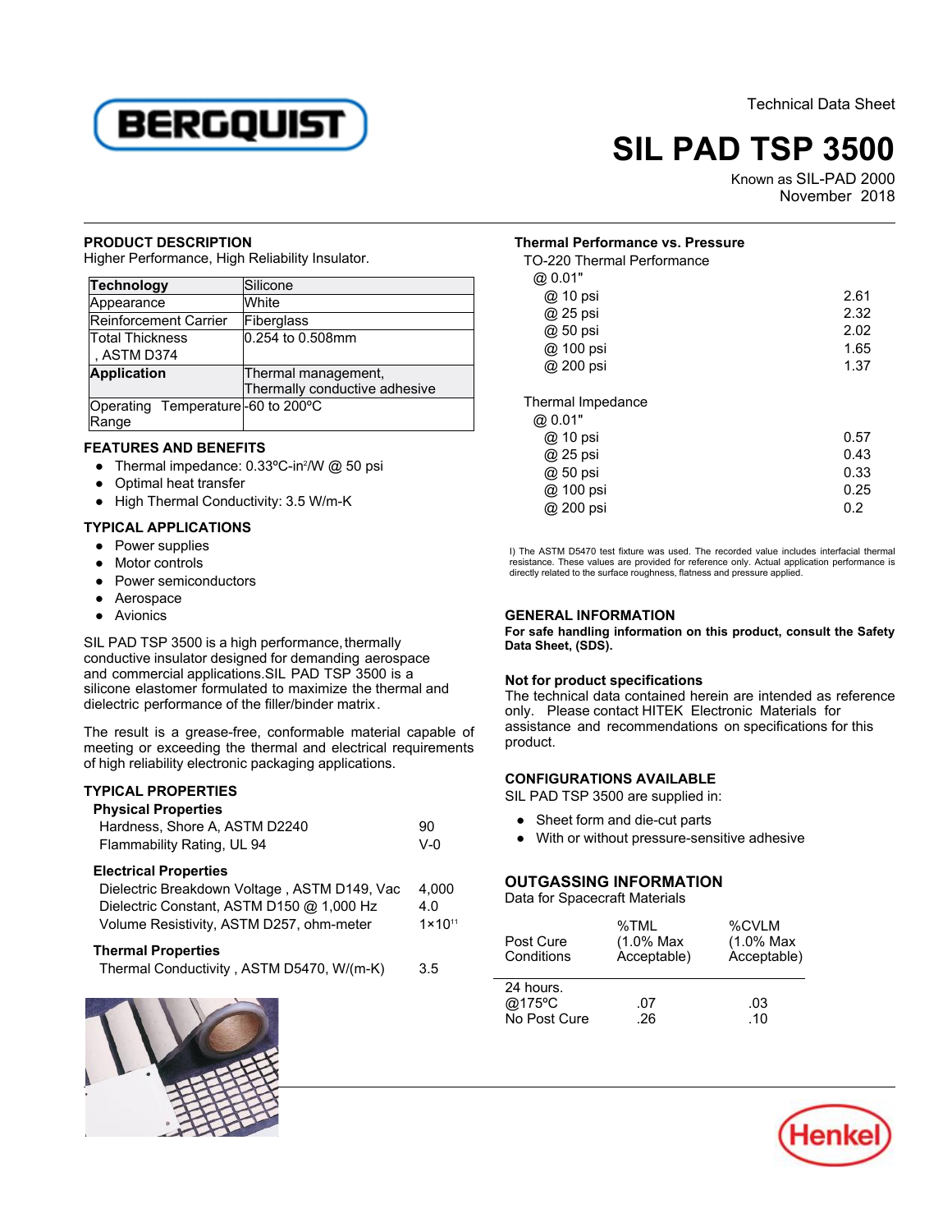Technical Data Sheet

# SIL PAD TSP 3500

Known as SIL-PAD 2000
November 2018

## PRODUCT DESCRIPTION

Higher Performance, High Reliability Insulator.

| **Technology** | Silicone |
|---|---|
| Appearance | White |
| Reinforcement Carrier | Fiberglass |
| Total Thickness , ASTM D374 | 0.254 to 0.508mm |
| **Application** | Thermal management, Thermally conductive adhesive |
| Operating Temperature Range | -60 to 200ºC |

## FEATURES AND BENEFITS

- Thermal impedance: 0.33ºC-in²/W @ 50 psi
- Optimal heat transfer
- High Thermal Conductivity: 3.5 W/m-K

## TYPICAL APPLICATIONS

- Power supplies
- Motor controls
- Power semiconductors
- Aerospace
- Avionics

SIL PAD TSP 3500 is a high performance, thermally conductive insulator designed for demanding aerospace and commercial applications.SIL PAD TSP 3500 is a silicone elastomer formulated to maximize the thermal and dielectric performance of the filler/binder matrix.

The result is a grease-free, conformable material capable of meeting or exceeding the thermal and electrical requirements of high reliability electronic packaging applications.

## TYPICAL PROPERTIES

### Physical Properties

| | |
|---|---|
| Hardness, Shore A, ASTM D2240 | 90 |
| Flammability Rating, UL 94 | V-0 |

### Electrical Properties

| | |
|---|---|
| Dielectric Breakdown Voltage , ASTM D149, Vac | 4,000 |
| Dielectric Constant, ASTM D150 @ 1,000 Hz | 4.0 |
| Volume Resistivity, ASTM D257, ohm-meter | $1\times10^{11}$ |

### Thermal Properties

| | |
|---|---|
| Thermal Conductivity , ASTM D5470, W/(m-K) | 3.5 |

### Thermal Performance vs. Pressure

TO-220 Thermal Performance
@ 0.01"

| | |
|---|---|
| @ 10 psi | 2.61 |
| @ 25 psi | 2.32 |
| @ 50 psi | 2.02 |
| @ 100 psi | 1.65 |
| @ 200 psi | 1.37 |

Thermal Impedance
@ 0.01"

| | |
|---|---|
| @ 10 psi | 0.57 |
| @ 25 psi | 0.43 |
| @ 50 psi | 0.33 |
| @ 100 psi | 0.25 |
| @ 200 psi | 0.2 |

I) The ASTM D5470 test fixture was used. The recorded value includes interfacial thermal resistance. These values are provided for reference only. Actual application performance is directly related to the surface roughness, flatness and pressure applied.

## GENERAL INFORMATION

**For safe handling information on this product, consult the Safety Data Sheet, (SDS).**

### Not for product specifications

The technical data contained herein are intended as reference only. Please contact HITEK Electronic Materials for assistance and recommendations on specifications for this product.

## CONFIGURATIONS AVAILABLE

SIL PAD TSP 3500 are supplied in:

- Sheet form and die-cut parts
- With or without pressure-sensitive adhesive

## OUTGASSING INFORMATION

Data for Spacecraft Materials

| Post Cure Conditions | %TML (1.0% Max Acceptable) | %CVLM (1.0% Max Acceptable) |
|---|---|---|
| 24 hours. @175ºC | .07 | .03 |
| No Post Cure | .26 | .10 |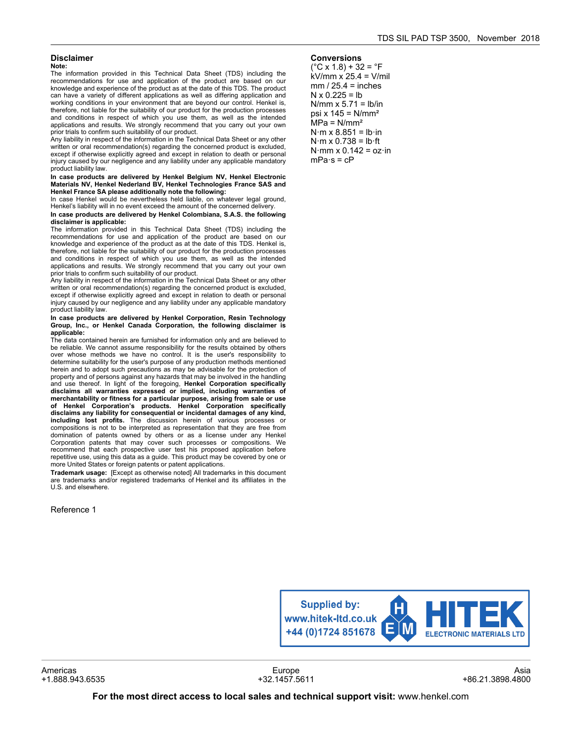## Disclaimer

**Note:**

The information provided in this Technical Data Sheet (TDS) including the recommendations for use and application of the product are based on our knowledge and experience of the product as at the date of this TDS. The product can have a variety of different applications as well as differing application and working conditions in your environment that are beyond our control. Henkel is, therefore, not liable for the suitability of our product for the production processes and conditions in respect of which you use them, as well as the intended applications and results. We strongly recommend that you carry out your own prior trials to confirm such suitability of our product.

Any liability in respect of the information in the Technical Data Sheet or any other written or oral recommendation(s) regarding the concerned product is excluded, except if otherwise explicitly agreed and except in relation to death or personal injury caused by our negligence and any liability under any applicable mandatory product liability law.

**In case products are delivered by Henkel Belgium NV, Henkel Electronic Materials NV, Henkel Nederland BV, Henkel Technologies France SAS and Henkel France SA please additionally note the following:**

In case Henkel would be nevertheless held liable, on whatever legal ground, Henkel's liability will in no event exceed the amount of the concerned delivery.

**In case products are delivered by Henkel Colombiana, S.A.S. the following disclaimer is applicable:**

The information provided in this Technical Data Sheet (TDS) including the recommendations for use and application of the product are based on our knowledge and experience of the product as at the date of this TDS. Henkel is, therefore, not liable for the suitability of our product for the production processes and conditions in respect of which you use them, as well as the intended applications and results. We strongly recommend that you carry out your own prior trials to confirm such suitability of our product.

Any liability in respect of the information in the Technical Data Sheet or any other written or oral recommendation(s) regarding the concerned product is excluded, except if otherwise explicitly agreed and except in relation to death or personal injury caused by our negligence and any liability under any applicable mandatory product liability law.

**In case products are delivered by Henkel Corporation, Resin Technology Group, Inc., or Henkel Canada Corporation, the following disclaimer is applicable:**

The data contained herein are furnished for information only and are believed to be reliable. We cannot assume responsibility for the results obtained by others over whose methods we have no control. It is the user's responsibility to determine suitability for the user's purpose of any production methods mentioned herein and to adopt such precautions as may be advisable for the protection of property and of persons against any hazards that may be involved in the handling and use thereof. In light of the foregoing, **Henkel Corporation specifically disclaims all warranties expressed or implied, including warranties of merchantability or fitness for a particular purpose, arising from sale or use of Henkel Corporation's products. Henkel Corporation specifically disclaims any liability for consequential or incidental damages of any kind, including lost profits.** The discussion herein of various processes or compositions is not to be interpreted as representation that they are free from domination of patents owned by others or as a license under any Henkel Corporation patents that may cover such processes or compositions. We recommend that each prospective user test his proposed application before repetitive use, using this data as a guide. This product may be covered by one or more United States or foreign patents or patent applications.

**Trademark usage:** [Except as otherwise noted] All trademarks in this document are trademarks and/or registered trademarks of Henkel and its affiliates in the U.S. and elsewhere.

Reference 1

## Conversions

(°C x 1.8) + 32 = °F
kV/mm x 25.4 = V/mil
mm / 25.4 = inches
N x 0.225 = lb
N/mm x 5.71 = lb/in
psi x 145 = N/mm²
MPa = N/mm²
N·m x 8.851 = lb·in
N·m x 0.738 = lb·ft
N·mm x 0.142 = oz·in
mPa·s = cP

Supplied by:
www.hitek-ltd.co.uk
+44 (0)1724 851678
HITEK ELECTRONIC MATERIALS LTD

Americas
+1.888.943.6535

Europe
+32.1457.5611

Asia
+86.21.3898.4800

**For the most direct access to local sales and technical support visit:** www.henkel.com